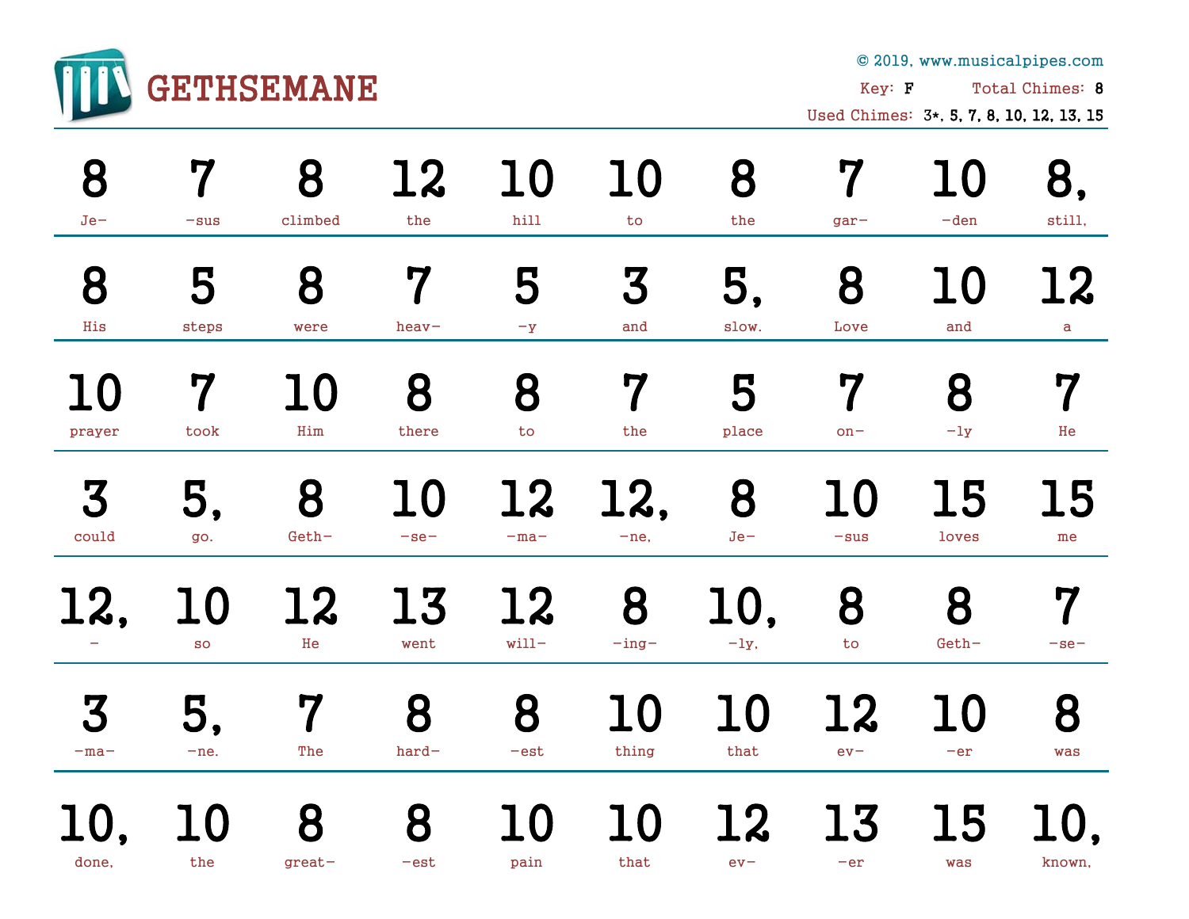# GETHSEMANE

© 2019, www.musicalpipes.com

Key: F Total Chimes: 8

Used Chimes: 3*, 5, 7, 8, 10, 12, 13, 15

| 8 | 7 | 8 | 12 | 10 | 10 | 8 | 7 | 10 | 8, |
|---|---|---|---|---|---|---|---|---|---|
| Je- | -sus | climbed | the | hill | to | the | gar- | -den | still, |

| 8 | 5 | 8 | 7 | 5 | 3 | 5, | 8 | 10 | 12 |
|---|---|---|---|---|---|---|---|---|---|
| His | steps | were | heav- | -y | and | slow. | Love | and | a |

| 10 | 7 | 10 | 8 | 8 | 7 | 5 | 7 | 8 | 7 |
|---|---|---|---|---|---|---|---|---|---|
| prayer | took | Him | there | to | the | place | on- | -ly | He |

| 3 | 5, | 8 | 10 | 12 | 12, | 8 | 10 | 15 | 15 |
|---|---|---|---|---|---|---|---|---|---|
| could | go. | Geth- | -se- | -ma- | -ne, | Je- | -sus | loves | me |

| 12, | 10 | 12 | 13 | 12 | 8 | 10, | 8 | 8 | 7 |
|---|---|---|---|---|---|---|---|---|---|
| - | so | He | went | will- | -ing- | -ly, | to | Geth- | -se- |

| 3 | 5, | 7 | 8 | 8 | 10 | 10 | 12 | 10 | 8 |
|---|---|---|---|---|---|---|---|---|---|
| -ma- | -ne. | The | hard- | -est | thing | that | ev- | -er | was |

| 10, | 10 | 8 | 8 | 10 | 10 | 12 | 13 | 15 | 10, |
|---|---|---|---|---|---|---|---|---|---|
| done, | the | great- | -est | pain | that | ev- | -er | was | known, |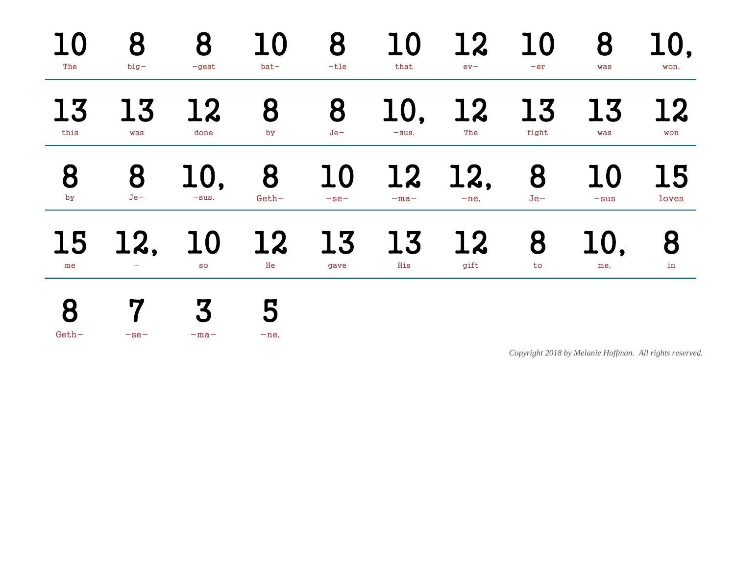| | | | | | | | | | |
|---|---|---|---|---|---|---|---|---|---|
| 10 | 8 | 8 | 10 | 8 | 10 | 12 | 10 | 8 | 10, |
| The | big– | –gest | bat– | –tle | that | ev– | –er | was | won, |
| 13 | 13 | 12 | 8 | 8 | 10, | 12 | 13 | 13 | 12 |
| this | was | done | by | Je– | –sus. | The | fight | was | won |
| 8 | 8 | 10, | 8 | 10 | 12 | 12, | 8 | 10 | 15 |
| by | Je– | –sus. | Geth– | –se– | –ma– | –ne, | Je– | –sus | loves |
| 15 | 12, | 10 | 12 | 13 | 13 | 12 | 8 | 10, | 8 |
| me | – | so | He | gave | His | gift | to | me, | in |
| 8 | 7 | 3 | 5 | | | | | | |
| Geth– | –se– | –ma– | –ne, | | | | | | |

*Copyright 2018 by Melanie Hoffman. All rights reserved.*